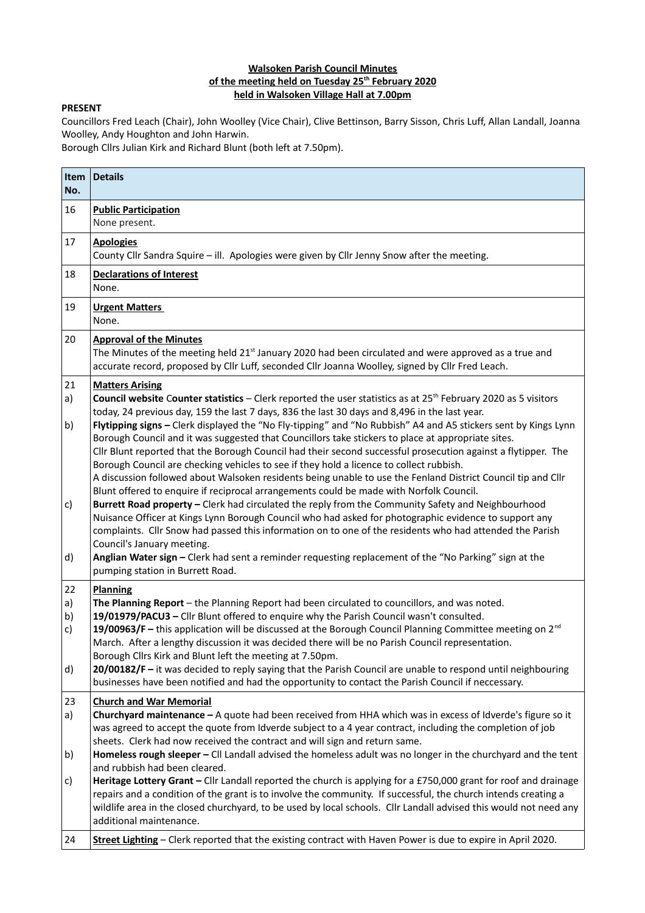**Walsoken Parish Council Minutes**
**of the meeting held on Tuesday 25th February 2020**
**held in Walsoken Village Hall at 7.00pm**

**PRESENT**

Councillors Fred Leach (Chair), John Woolley (Vice Chair), Clive Bettinson, Barry Sisson, Chris Luff, Allan Landall, Joanna Woolley, Andy Houghton and John Harwin.
Borough Cllrs Julian Kirk and Richard Blunt (both left at 7.50pm).

| Item No. | Details |
|---|---|
| 16 | **Public Participation**<br>None present. |
| 17 | **Apologies**<br>County Cllr Sandra Squire – ill. Apologies were given by Cllr Jenny Snow after the meeting. |
| 18 | **Declarations of Interest**<br>None. |
| 19 | **Urgent Matters**<br>None. |
| 20 | **Approval of the Minutes**<br>The Minutes of the meeting held 21st January 2020 had been circulated and were approved as a true and accurate record, proposed by Cllr Luff, seconded Cllr Joanna Woolley, signed by Cllr Fred Leach. |
| 21<br>a)<br><br>b)<br><br><br><br><br><br><br>c)<br><br><br><br>d) | **Matters Arising**<br>**Council website Counter statistics** – Clerk reported the user statistics as at 25th February 2020 as 5 visitors today, 24 previous day, 159 the last 7 days, 836 the last 30 days and 8,496 in the last year.<br>**Flytipping signs –** Clerk displayed the "No Fly-tipping" and "No Rubbish" A4 and A5 stickers sent by Kings Lynn Borough Council and it was suggested that Councillors take stickers to place at appropriate sites.<br>Cllr Blunt reported that the Borough Council had their second successful prosecution against a flytipper. The Borough Council are checking vehicles to see if they hold a licence to collect rubbish.<br>A discussion followed about Walsoken residents being unable to use the Fenland District Council tip and Cllr Blunt offered to enquire if reciprocal arrangements could be made with Norfolk Council.<br>**Burrett Road property –** Clerk had circulated the reply from the Community Safety and Neighbourhood Nuisance Officer at Kings Lynn Borough Council who had asked for photographic evidence to support any complaints. Cllr Snow had passed this information on to one of the residents who had attended the Parish Council's January meeting.<br>**Anglian Water sign –** Clerk had sent a reminder requesting replacement of the "No Parking" sign at the pumping station in Burrett Road. |
| 22<br>a)<br>b)<br>c)<br><br><br><br>d) | **Planning**<br>**The Planning Report** – the Planning Report had been circulated to councillors, and was noted.<br>**19/01979/PACU3 –** Cllr Blunt offered to enquire why the Parish Council wasn't consulted.<br>**19/00963/F –** this application will be discussed at the Borough Council Planning Committee meeting on 2nd March. After a lengthy discussion it was decided there will be no Parish Council representation.<br>Borough Cllrs Kirk and Blunt left the meeting at 7.50pm.<br>**20/00182/F –** it was decided to reply saying that the Parish Council are unable to respond until neighbouring businesses have been notified and had the opportunity to contact the Parish Council if neccessary. |
| 23<br>a)<br><br><br>b)<br><br>c) | **Church and War Memorial**<br>**Churchyard maintenance –** A quote had been received from HHA which was in excess of Idverde's figure so it was agreed to accept the quote from Idverde subject to a 4 year contract, including the completion of job sheets. Clerk had now received the contract and will sign and return same.<br>**Homeless rough sleeper –** Cll Landall advised the homeless adult was no longer in the churchyard and the tent and rubbish had been cleared.<br>**Heritage Lottery Grant –** Cllr Landall reported the church is applying for a £750,000 grant for roof and drainage repairs and a condition of the grant is to involve the community. If successful, the church intends creating a wildlife area in the closed churchyard, to be used by local schools. Cllr Landall advised this would not need any additional maintenance. |
| 24 | **Street Lighting** – Clerk reported that the existing contract with Haven Power is due to expire in April 2020. |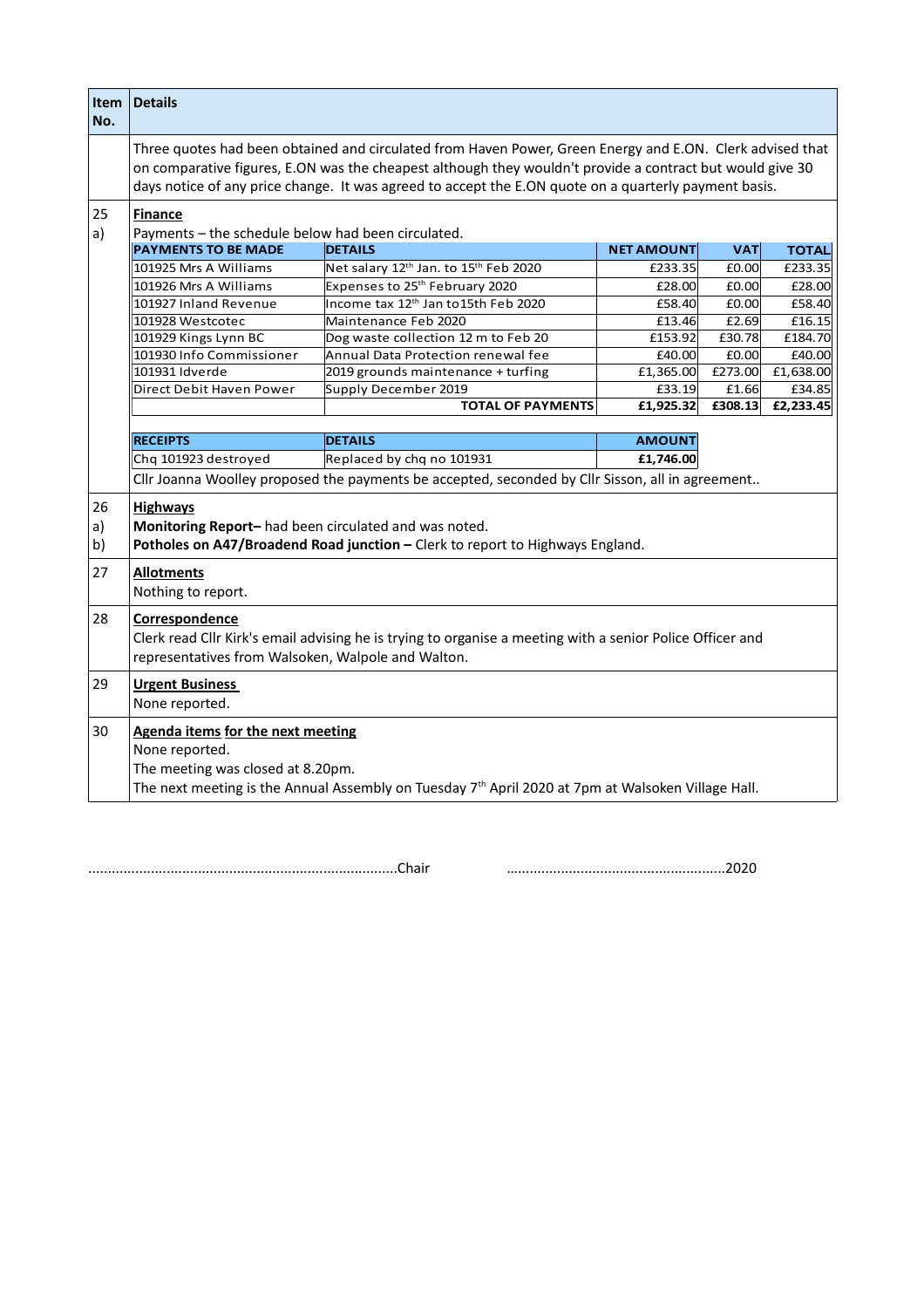| Item No. | Details |
|---|---|
| | Three quotes had been obtained and circulated from Haven Power, Green Energy and E.ON. Clerk advised that on comparative figures, E.ON was the cheapest although they wouldn't provide a contract but would give 30 days notice of any price change. It was agreed to accept the E.ON quote on a quarterly payment basis. |
| 25<br>a) | **Finance**<br>Payments – the schedule below had been circulated. |

| PAYMENTS TO BE MADE | DETAILS | NET AMOUNT | VAT | TOTAL |
|---|---|---|---|---|
| 101925 Mrs A Williams | Net salary 12th Jan. to 15th Feb 2020 | £233.35 | £0.00 | £233.35 |
| 101926 Mrs A Williams | Expenses to 25th February 2020 | £28.00 | £0.00 | £28.00 |
| 101927 Inland Revenue | Income tax 12th Jan to15th Feb 2020 | £58.40 | £0.00 | £58.40 |
| 101928 Westcotec | Maintenance Feb 2020 | £13.46 | £2.69 | £16.15 |
| 101929 Kings Lynn BC | Dog waste collection 12 m to Feb 20 | £153.92 | £30.78 | £184.70 |
| 101930 Info Commissioner | Annual Data Protection renewal fee | £40.00 | £0.00 | £40.00 |
| 101931 Idverde | 2019 grounds maintenance + turfing | £1,365.00 | £273.00 | £1,638.00 |
| Direct Debit Haven Power | Supply December 2019 | £33.19 | £1.66 | £34.85 |
| | **TOTAL OF PAYMENTS** | **£1,925.32** | **£308.13** | **£2,233.45** |

| RECEIPTS | DETAILS | AMOUNT |
|---|---|---|
| Chq 101923 destroyed | Replaced by chq no 101931 | **£1,746.00** |

Cllr Joanna Woolley proposed the payments be accepted, seconded by Cllr Sisson, all in agreement..

| Item No. | Details |
|---|---|
| 26<br>a)<br>b) | **Highways**<br>**Monitoring Report–** had been circulated and was noted.<br>**Potholes on A47/Broadend Road junction –** Clerk to report to Highways England. |
| 27 | **Allotments**<br>Nothing to report. |
| 28 | **Correspondence**<br>Clerk read Cllr Kirk's email advising he is trying to organise a meeting with a senior Police Officer and representatives from Walsoken, Walpole and Walton. |
| 29 | **Urgent Business**<br>None reported. |
| 30 | **Agenda items for the next meeting**<br>None reported.<br>The meeting was closed at 8.20pm.<br>The next meeting is the Annual Assembly on Tuesday 7th April 2020 at 7pm at Walsoken Village Hall. |

...............................................................................Chair ........................................................2020